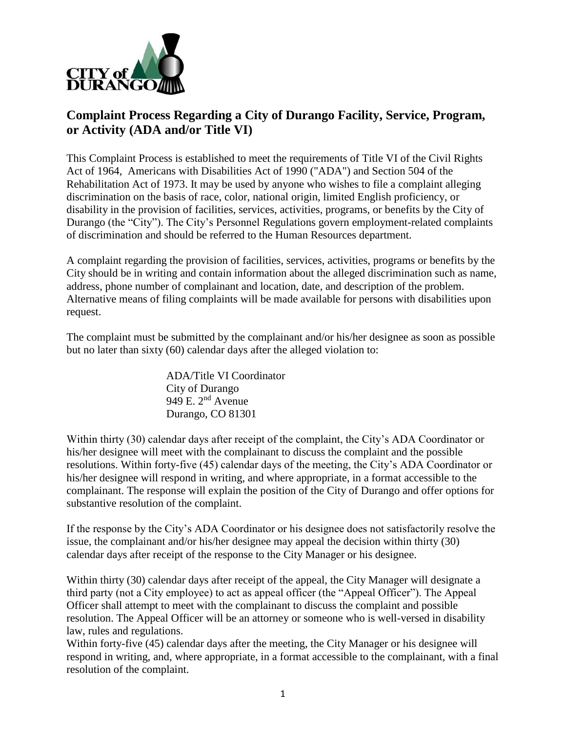## Complaint Process Regarding a City of Durango Facility, Service, Program, or Activity (ADA and/or Title VI)

This Complaint Process is established to meet the requirements of Title VI of the Civil Rights Act of 1964, Americans with Disabilities Act of 1990 ("ADA") and Section 504 of the Rehabilitation Act of 1973. It may be used by anyone who wishes to file a complaint alleging discrimination on the basis of race, color, national origin, limited English proficiency, or disability in the provision of facilities, services, activities, programs, or benefits by the City of Durango (the "City"). The City's Personnel Regulations govern employment-related complaints of discrimination and should be referred to the Human Resources department.

A complaint regarding the provision of facilities, services, activities, programs or benefits by the City should be in writing and contain information about the alleged discrimination such as name, address, phone number of complainant and location, date, and description of the problem. Alternative means of filing complaints will be made available for persons with disabilities upon request.

The complaint must be submitted by the complainant and/or his/her designee as soon as possible but no later than sixty (60) calendar days after the alleged violation to:

ADA/Title VI Coordinator
City of Durango
949 E. 2nd Avenue
Durango, CO 81301

Within thirty (30) calendar days after receipt of the complaint, the City's ADA Coordinator or his/her designee will meet with the complainant to discuss the complaint and the possible resolutions. Within forty-five (45) calendar days of the meeting, the City's ADA Coordinator or his/her designee will respond in writing, and where appropriate, in a format accessible to the complainant. The response will explain the position of the City of Durango and offer options for substantive resolution of the complaint.

If the response by the City's ADA Coordinator or his designee does not satisfactorily resolve the issue, the complainant and/or his/her designee may appeal the decision within thirty (30) calendar days after receipt of the response to the City Manager or his designee.

Within thirty (30) calendar days after receipt of the appeal, the City Manager will designate a third party (not a City employee) to act as appeal officer (the "Appeal Officer"). The Appeal Officer shall attempt to meet with the complainant to discuss the complaint and possible resolution. The Appeal Officer will be an attorney or someone who is well-versed in disability law, rules and regulations.
Within forty-five (45) calendar days after the meeting, the City Manager or his designee will respond in writing, and, where appropriate, in a format accessible to the complainant, with a final resolution of the complaint.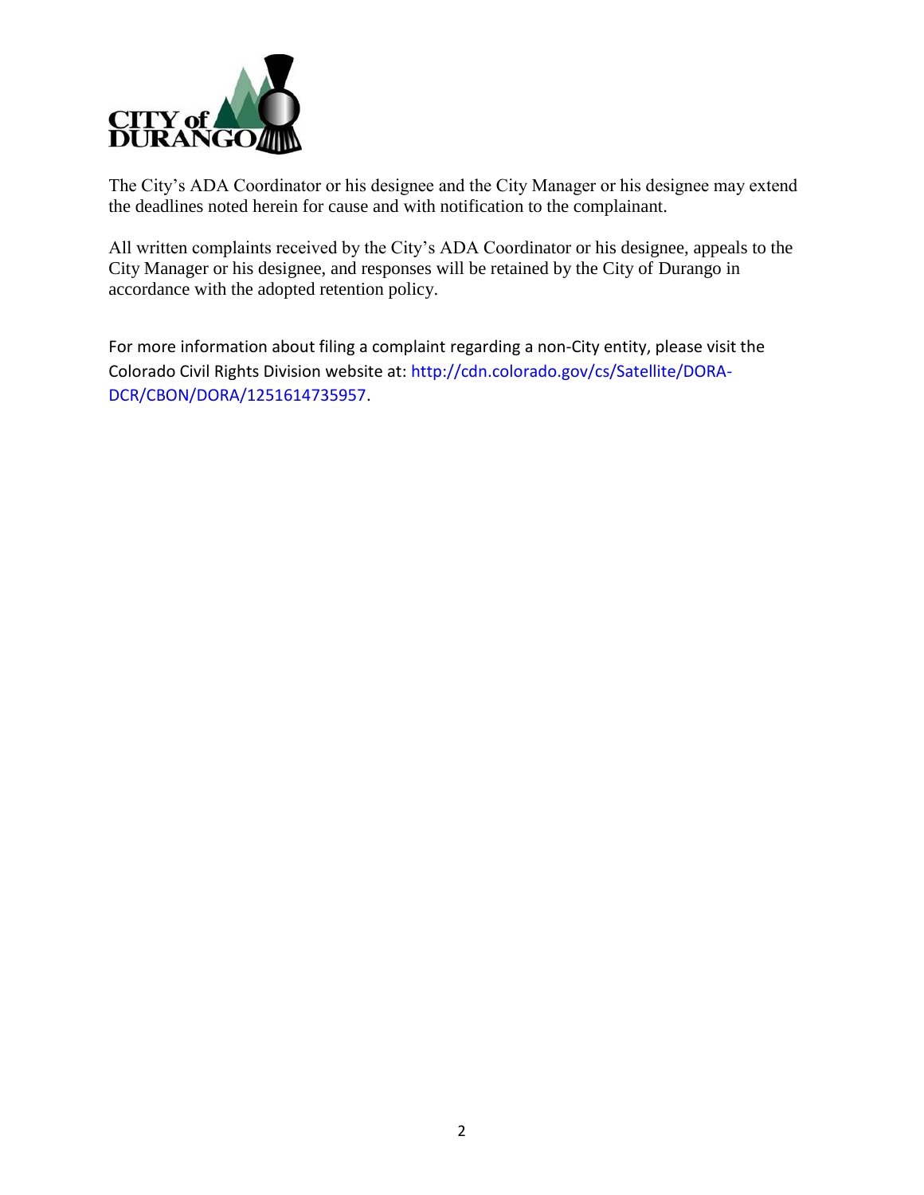The City's ADA Coordinator or his designee and the City Manager or his designee may extend the deadlines noted herein for cause and with notification to the complainant.

All written complaints received by the City's ADA Coordinator or his designee, appeals to the City Manager or his designee, and responses will be retained by the City of Durango in accordance with the adopted retention policy.

For more information about filing a complaint regarding a non-City entity, please visit the Colorado Civil Rights Division website at: http://cdn.colorado.gov/cs/Satellite/DORA-DCR/CBON/DORA/1251614735957.